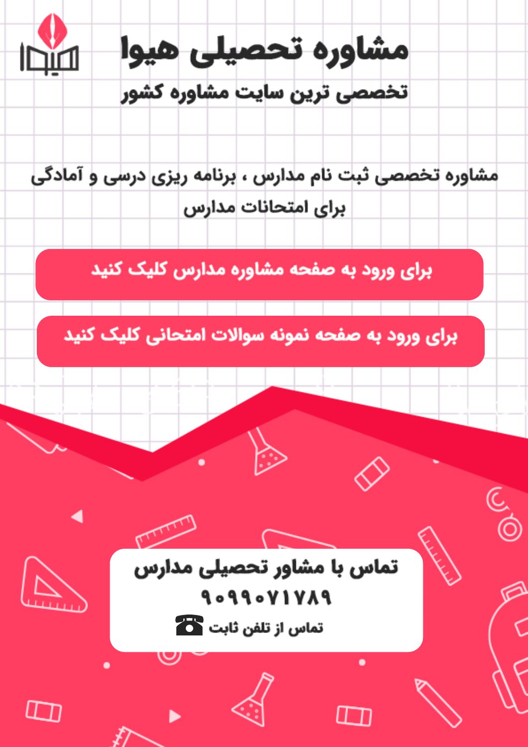# مشاوره تحصیلی هیوا

## تخصصی ترین سایت مشاوره کشور

مشاوره تخصصی ثبت نام مدارس ، برنامه ریزی درسی و آمادگی برای امتحانات مدارس

برای ورود به صفحه مشاوره مدارس کلیک کنید

برای ورود به صفحه نمونه سوالات امتحانی کلیک کنید

**تماس با مشاور تحصیلی مدارس**

**۹۰۹۹۰۷۱۷۸۹**

☎ تماس از تلفن ثابت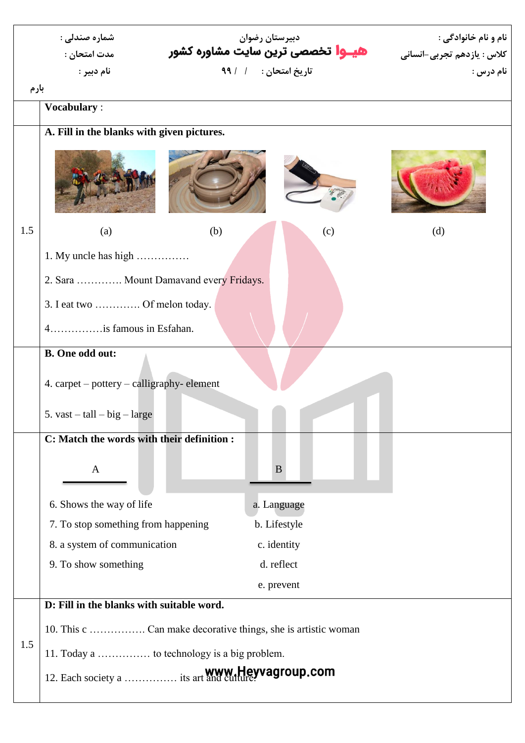| شماره صندلی : | دبیرستان رضوان | نام و نام خانوادگی : |
|---|---|---|
| مدت امتحان : | هیوا تخصصی ترین سایت مشاوره کشور | کلاس : یازدهم تجربی-انسانی |
| نام دبیر : | تاریخ امتحان : / / ۹۹ | نام درس : |

بارم

**Vocabulary** :

**A. Fill in the blanks with given pictures.** (1.5)

(a) (b) (c) (d)

1. My uncle has high ……………

2. Sara …………. Mount Damavand every Fridays.

3. I eat two …………. Of melon today.

4……………is famous in Esfahan.

**B. One odd out:**

4. carpet – pottery – calligraphy- element

5. vast – tall – big – large

**C: Match the words with their definition :**

| A | B |
|---|---|
| 6. Shows the way of life | a. Language |
| 7. To stop something from happening | b. Lifestyle |
| 8. a system of communication | c. identity |
| 9. To show something | d. reflect |
| | e. prevent |

**D: Fill in the blanks with suitable word.** (1.5)

10. This c ……………. Can make decorative things, she is artistic woman

11. Today a …………… to technology is a big problem.

12. Each society a …………… its art and culture.

www.Heyvagroup.com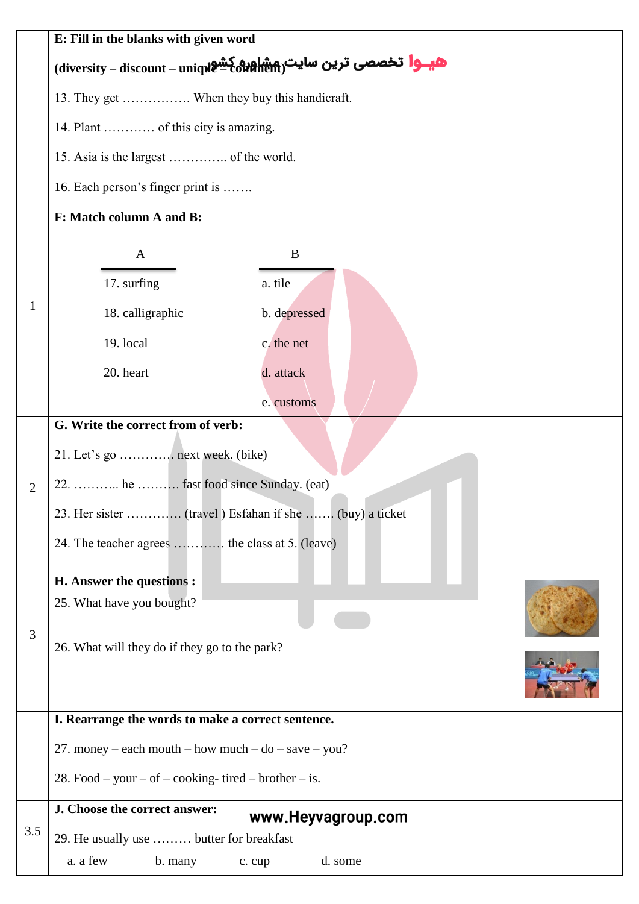**E: Fill in the blanks with given word**

**(diversity – discount – unique – continent)**

13. They get ……………. When they buy this handicraft.

14. Plant ………… of this city is amazing.

15. Asia is the largest ………….. of the world.

16. Each person's finger print is …….

**F: Match column A and B:**

| A | B |
|---|---|
| 17. surfing | a. tile |
| 18. calligraphic | b. depressed |
| 19. local | c. the net |
| 20. heart | d. attack |
| | e. customs |

1

**G. Write the correct from of verb:**

21. Let's go ………… next week. (bike)

22. ……….. he ………. fast food since Sunday. (eat)

23. Her sister …………. (travel ) Esfahan if she ……. (buy) a ticket

24. The teacher agrees ………… the class at 5. (leave)

2

**H. Answer the questions :**

25. What have you bought?

26. What will they do if they go to the park?

3

**I. Rearrange the words to make a correct sentence.**

27. money – each mouth – how much – do – save – you?

28. Food – your – of – cooking- tired – brother – is.

**J. Choose the correct answer:**

29. He usually use ……… butter for breakfast

a. a few b. many c. cup d. some

3.5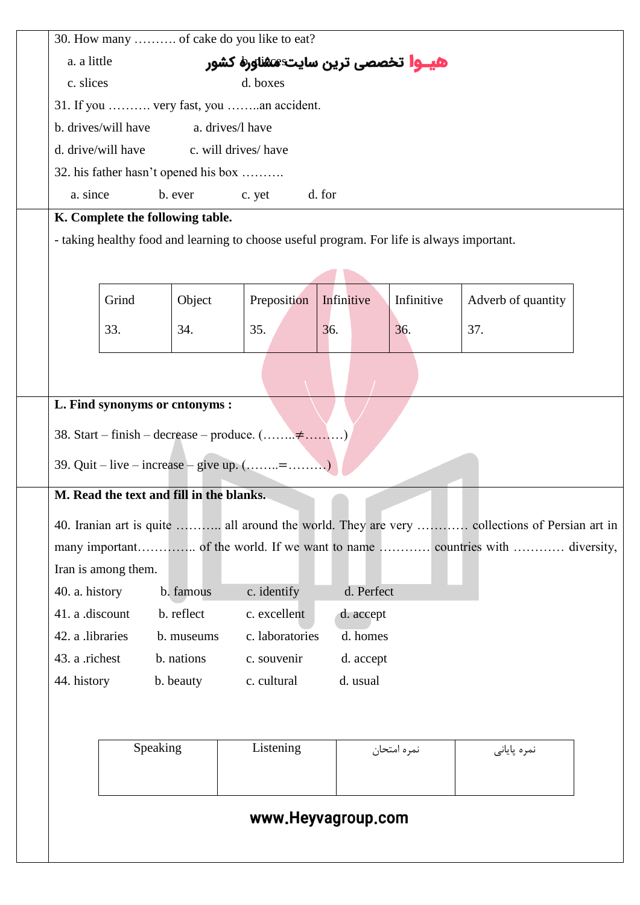30. How many ………. of cake do you like to eat?

a. a little b. pieces

c. slices d. boxes

31. If you ………. very fast, you ……..an accident.

b. drives/will have a. drives/l have

d. drive/will have c. will drives/ have

32. his father hasn't opened his box ……….

a. since b. ever c. yet d. for

**K. Complete the following table.**

- taking healthy food and learning to choose useful program. For life is always important.

| Grind | Object | Preposition | Infinitive | Infinitive | Adverb of quantity |
|---|---|---|---|---|---|
| 33. | 34. | 35. | 36. | 36. | 37. |

**L. Find synonyms or cntonyms :**

38. Start – finish – decrease – produce. (……..≠………)

39. Quit – live – increase – give up. (……..=………)

**M. Read the text and fill in the blanks.**

40. Iranian art is quite ……….. all around the world. They are very ………… collections of Persian art in many important………….. of the world. If we want to name ………… countries with ………… diversity, Iran is among them.

40. a. history b. famous c. identify d. Perfect

41. a .discount b. reflect c. excellent d. accept

42. a .libraries b. museums c. laboratories d. homes

43. a .richest b. nations c. souvenir d. accept

44. history b. beauty c. cultural d. usual

| Speaking | Listening | نمره امتحان | نمره پایانی |
|---|---|---|---|
| | | | |